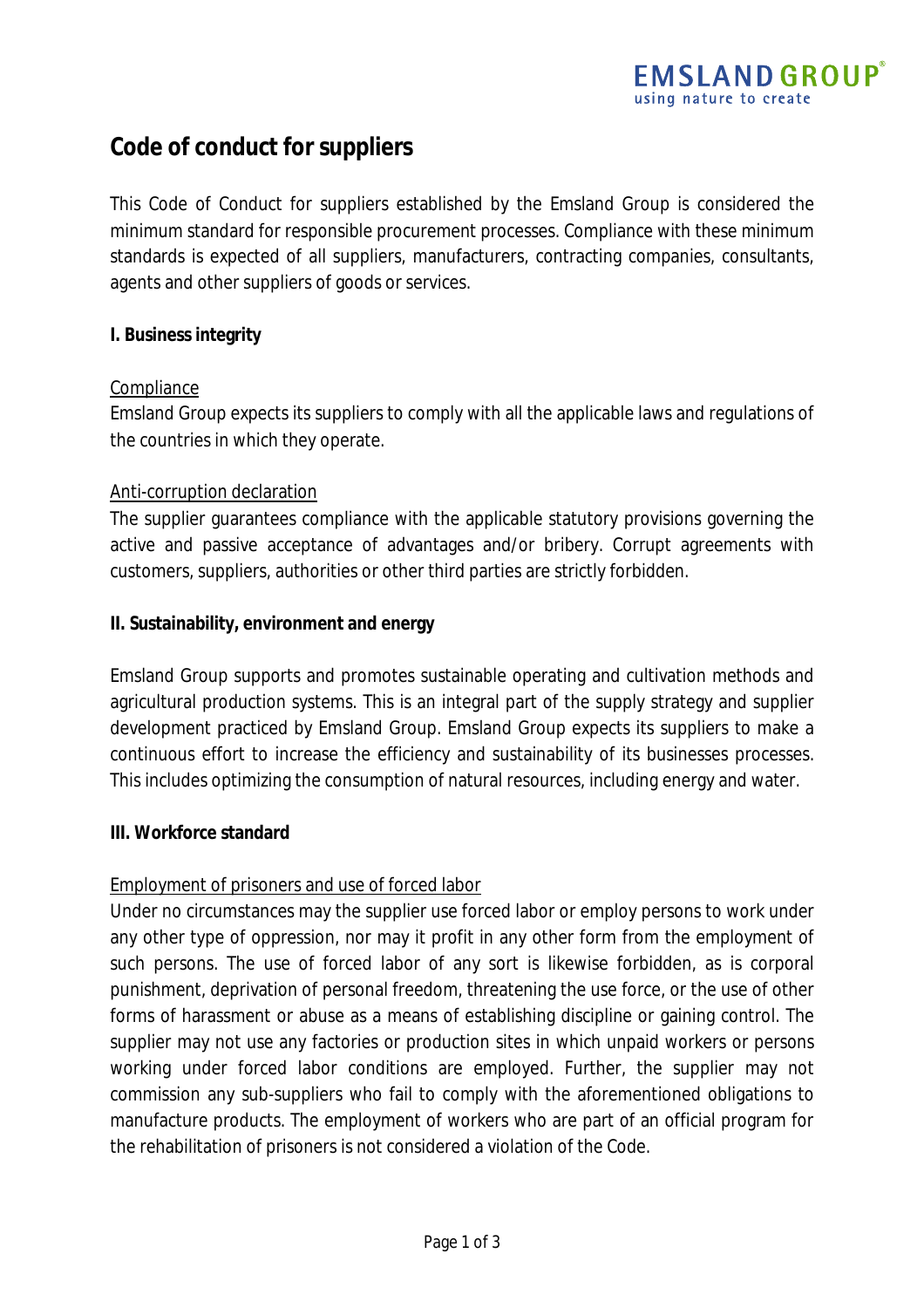# Code of conduct for suppliers

This Code of Conduct for suppliers established by the Emsland Group is considered the minimum standard for responsible procurement processes. Compliance with these minimum standards is expected of all suppliers, manufacturers, contracting companies, consultants, agents and other suppliers of goods or services.

## I. Business integrity

### Compliance

Emsland Group expects its suppliers to comply with all the applicable laws and regulations of the countries in which they operate.

### Anti-corruption declaration

The supplier guarantees compliance with the applicable statutory provisions governing the active and passive acceptance of advantages and/or bribery. Corrupt agreements with customers, suppliers, authorities or other third parties are strictly forbidden.

## II. Sustainability, environment and energy

Emsland Group supports and promotes sustainable operating and cultivation methods and agricultural production systems. This is an integral part of the supply strategy and supplier development practiced by Emsland Group. Emsland Group expects its suppliers to make a continuous effort to increase the efficiency and sustainability of its businesses processes. This includes optimizing the consumption of natural resources, including energy and water.

## III. Workforce standard

### Employment of prisoners and use of forced labor

Under no circumstances may the supplier use forced labor or employ persons to work under any other type of oppression, nor may it profit in any other form from the employment of such persons. The use of forced labor of any sort is likewise forbidden, as is corporal punishment, deprivation of personal freedom, threatening the use force, or the use of other forms of harassment or abuse as a means of establishing discipline or gaining control. The supplier may not use any factories or production sites in which unpaid workers or persons working under forced labor conditions are employed. Further, the supplier may not commission any sub-suppliers who fail to comply with the aforementioned obligations to manufacture products. The employment of workers who are part of an official program for the rehabilitation of prisoners is not considered a violation of the Code.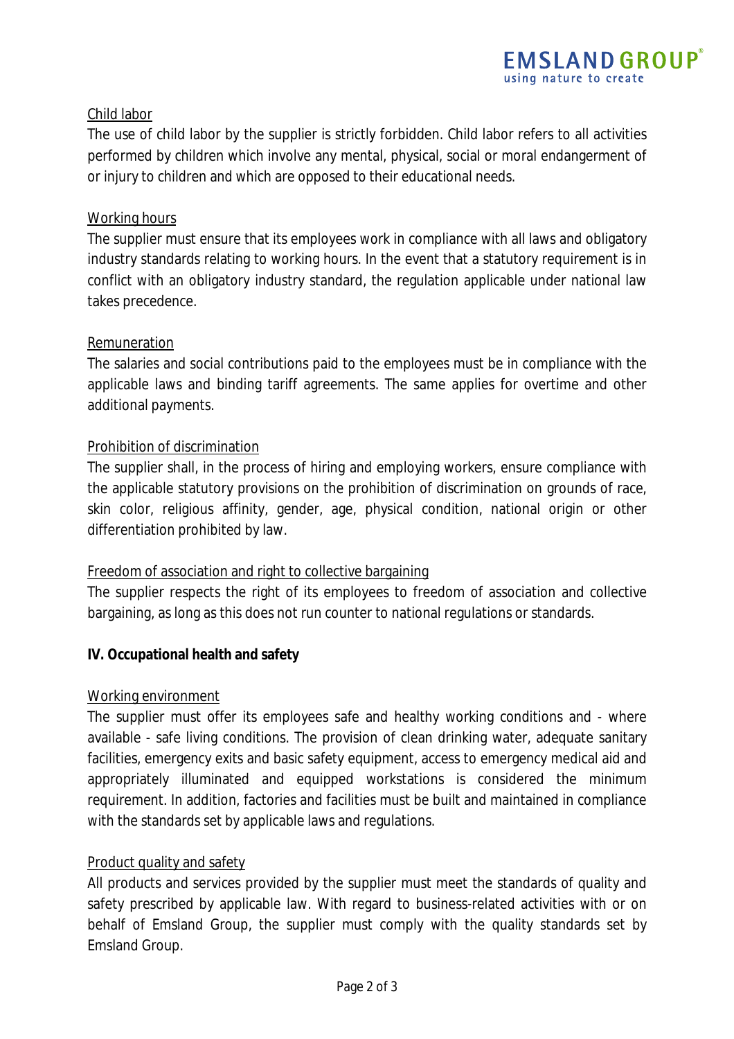Child labor

The use of child labor by the supplier is strictly forbidden. Child labor refers to all activities performed by children which involve any mental, physical, social or moral endangerment of or injury to children and which are opposed to their educational needs.

Working hours

The supplier must ensure that its employees work in compliance with all laws and obligatory industry standards relating to working hours. In the event that a statutory requirement is in conflict with an obligatory industry standard, the regulation applicable under national law takes precedence.

Remuneration

The salaries and social contributions paid to the employees must be in compliance with the applicable laws and binding tariff agreements. The same applies for overtime and other additional payments.

Prohibition of discrimination

The supplier shall, in the process of hiring and employing workers, ensure compliance with the applicable statutory provisions on the prohibition of discrimination on grounds of race, skin color, religious affinity, gender, age, physical condition, national origin or other differentiation prohibited by law.

Freedom of association and right to collective bargaining

The supplier respects the right of its employees to freedom of association and collective bargaining, as long as this does not run counter to national regulations or standards.

## IV. Occupational health and safety

Working environment

The supplier must offer its employees safe and healthy working conditions and - where available - safe living conditions. The provision of clean drinking water, adequate sanitary facilities, emergency exits and basic safety equipment, access to emergency medical aid and appropriately illuminated and equipped workstations is considered the minimum requirement. In addition, factories and facilities must be built and maintained in compliance with the standards set by applicable laws and regulations.

Product quality and safety

All products and services provided by the supplier must meet the standards of quality and safety prescribed by applicable law. With regard to business-related activities with or on behalf of Emsland Group, the supplier must comply with the quality standards set by Emsland Group.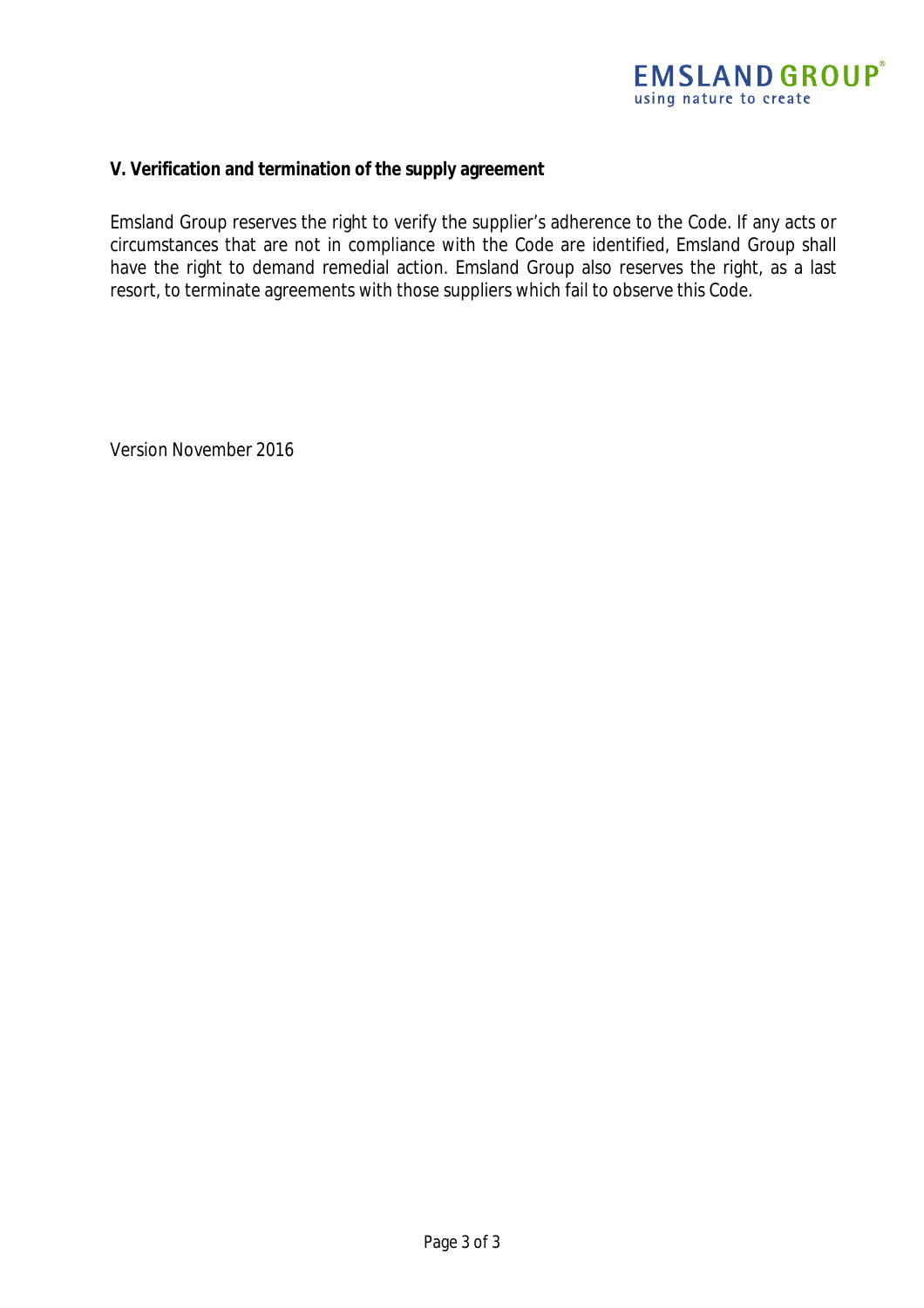### V. Verification and termination of the supply agreement

Emsland Group reserves the right to verify the supplier's adherence to the Code. If any acts or circumstances that are not in compliance with the Code are identified, Emsland Group shall have the right to demand remedial action. Emsland Group also reserves the right, as a last resort, to terminate agreements with those suppliers which fail to observe this Code.

Version November 2016